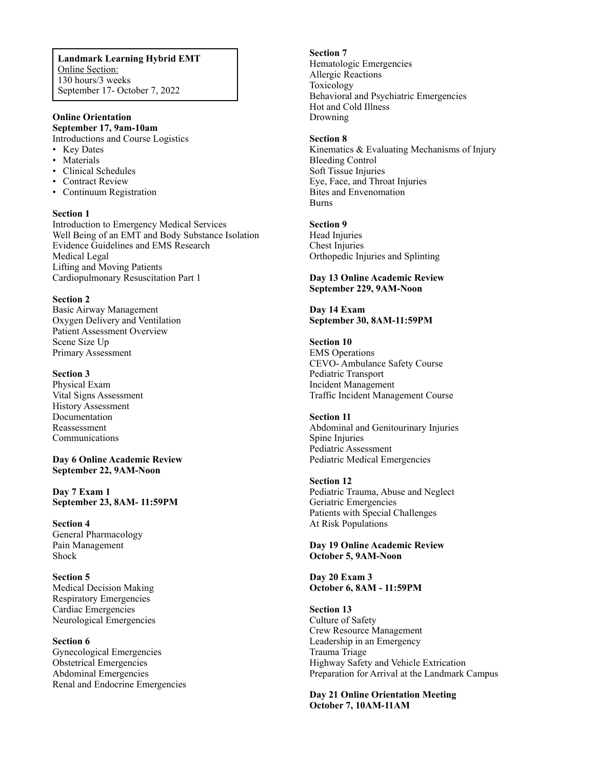**Landmark Learning Hybrid EMT**
Online Section:
130 hours/3 weeks
September 17- October 7, 2022

**Online Orientation**
**September 17, 9am-10am**
Introductions and Course Logistics

- Key Dates
- Materials
- Clinical Schedules
- Contract Review
- Continuum Registration

**Section 1**
Introduction to Emergency Medical Services
Well Being of an EMT and Body Substance Isolation
Evidence Guidelines and EMS Research
Medical Legal
Lifting and Moving Patients
Cardiopulmonary Resuscitation Part 1

**Section 2**
Basic Airway Management
Oxygen Delivery and Ventilation
Patient Assessment Overview
Scene Size Up
Primary Assessment

**Section 3**
Physical Exam
Vital Signs Assessment
History Assessment
Documentation
Reassessment
Communications

**Day 6 Online Academic Review**
**September 22, 9AM-Noon**

**Day 7 Exam 1**
**September 23, 8AM- 11:59PM**

**Section 4**
General Pharmacology
Pain Management
Shock

**Section 5**
Medical Decision Making
Respiratory Emergencies
Cardiac Emergencies
Neurological Emergencies

**Section 6**
Gynecological Emergencies
Obstetrical Emergencies
Abdominal Emergencies
Renal and Endocrine Emergencies

**Section 7**
Hematologic Emergencies
Allergic Reactions
Toxicology
Behavioral and Psychiatric Emergencies
Hot and Cold Illness
Drowning

**Section 8**
Kinematics & Evaluating Mechanisms of Injury
Bleeding Control
Soft Tissue Injuries
Eye, Face, and Throat Injuries
Bites and Envenomation
Burns

**Section 9**
Head Injuries
Chest Injuries
Orthopedic Injuries and Splinting

**Day 13 Online Academic Review**
**September 229, 9AM-Noon**

**Day 14 Exam**
**September 30, 8AM-11:59PM**

**Section 10**
EMS Operations
CEVO- Ambulance Safety Course
Pediatric Transport
Incident Management
Traffic Incident Management Course

**Section 11**
Abdominal and Genitourinary Injuries
Spine Injuries
Pediatric Assessment
Pediatric Medical Emergencies

**Section 12**
Pediatric Trauma, Abuse and Neglect
Geriatric Emergencies
Patients with Special Challenges
At Risk Populations

**Day 19 Online Academic Review**
**October 5, 9AM-Noon**

**Day 20 Exam 3**
**October 6, 8AM - 11:59PM**

**Section 13**
Culture of Safety
Crew Resource Management
Leadership in an Emergency
Trauma Triage
Highway Safety and Vehicle Extrication
Preparation for Arrival at the Landmark Campus

**Day 21 Online Orientation Meeting**
**October 7, 10AM-11AM**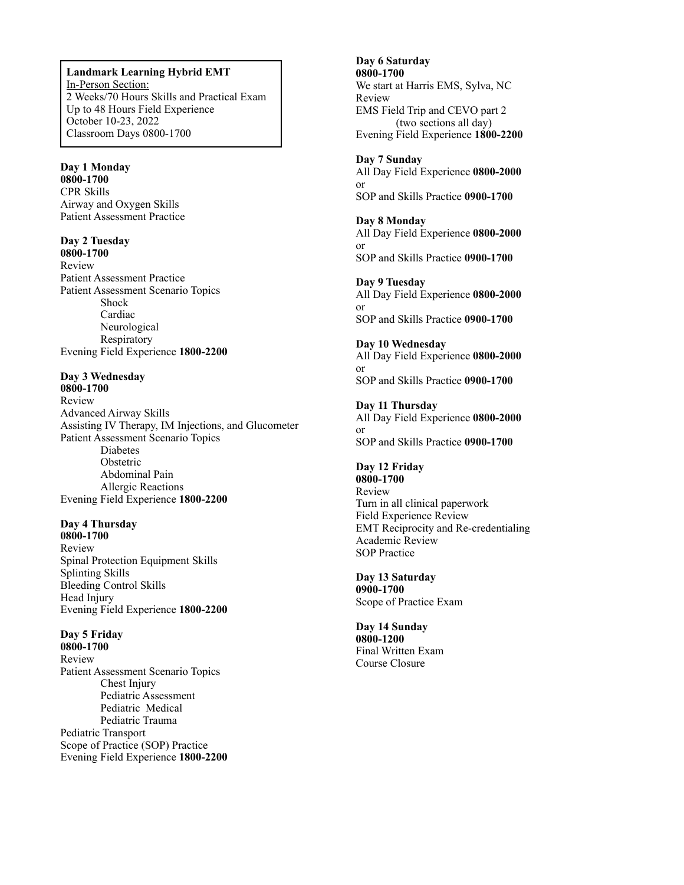**Landmark Learning Hybrid EMT**
In-Person Section:
2 Weeks/70 Hours Skills and Practical Exam
Up to 48 Hours Field Experience
October 10-23, 2022
Classroom Days 0800-1700

**Day 1 Monday**
**0800-1700**
CPR Skills
Airway and Oxygen Skills
Patient Assessment Practice

**Day 2 Tuesday**
**0800-1700**
Review
Patient Assessment Practice
Patient Assessment Scenario Topics
- Shock
- Cardiac
- Neurological
- Respiratory

Evening Field Experience **1800-2200**

**Day 3 Wednesday**
**0800-1700**
Review
Advanced Airway Skills
Assisting IV Therapy, IM Injections, and Glucometer
Patient Assessment Scenario Topics
- Diabetes
- Obstetric
- Abdominal Pain
- Allergic Reactions

Evening Field Experience **1800-2200**

**Day 4 Thursday**
**0800-1700**
Review
Spinal Protection Equipment Skills
Splinting Skills
Bleeding Control Skills
Head Injury
Evening Field Experience **1800-2200**

**Day 5 Friday**
**0800-1700**
Review
Patient Assessment Scenario Topics
- Chest Injury
- Pediatric Assessment
- Pediatric Medical
- Pediatric Trauma

Pediatric Transport
Scope of Practice (SOP) Practice
Evening Field Experience **1800-2200**

**Day 6 Saturday**
**0800-1700**
We start at Harris EMS, Sylva, NC
Review
EMS Field Trip and CEVO part 2
(two sections all day)
Evening Field Experience **1800-2200**

**Day 7 Sunday**
All Day Field Experience **0800-2000**
or
SOP and Skills Practice **0900-1700**

**Day 8 Monday**
All Day Field Experience **0800-2000**
or
SOP and Skills Practice **0900-1700**

**Day 9 Tuesday**
All Day Field Experience **0800-2000**
or
SOP and Skills Practice **0900-1700**

**Day 10 Wednesday**
All Day Field Experience **0800-2000**
or
SOP and Skills Practice **0900-1700**

**Day 11 Thursday**
All Day Field Experience **0800-2000**
or
SOP and Skills Practice **0900-1700**

**Day 12 Friday**
**0800-1700**
Review
Turn in all clinical paperwork
Field Experience Review
EMT Reciprocity and Re-credentialing
Academic Review
SOP Practice

**Day 13 Saturday**
**0900-1700**
Scope of Practice Exam

**Day 14 Sunday**
**0800-1200**
Final Written Exam
Course Closure